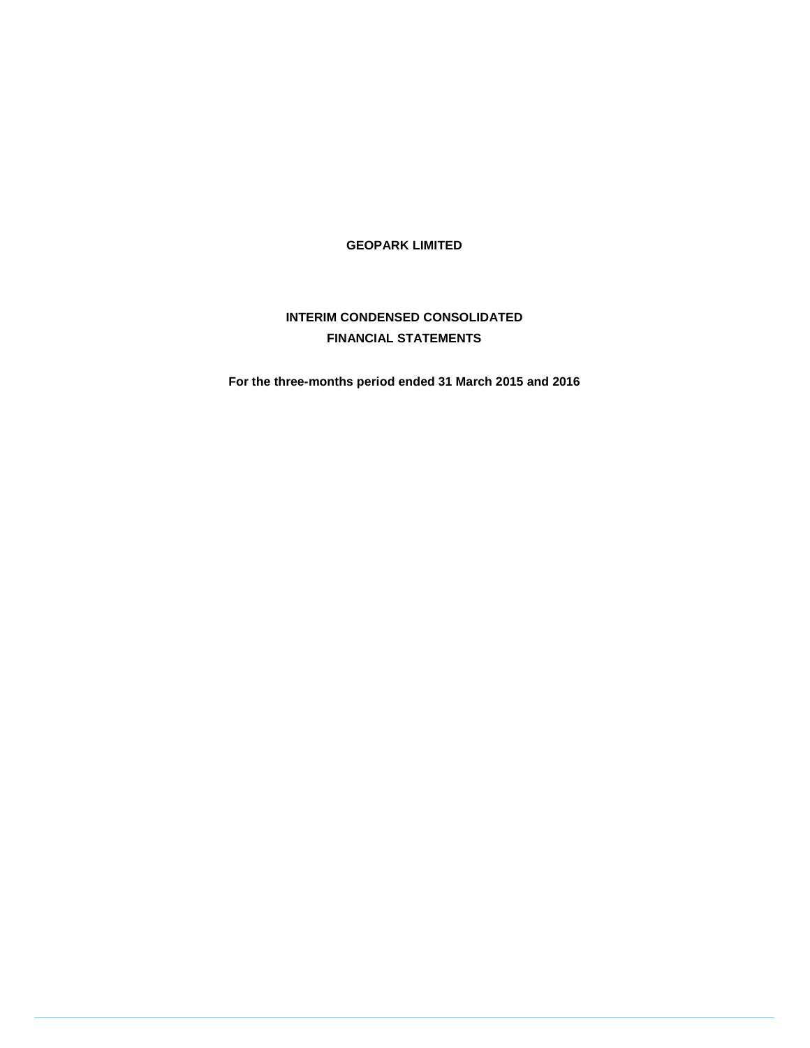# GEOPARK LIMITED

## INTERIM CONDENSED CONSOLIDATED FINANCIAL STATEMENTS

**For the three-months period ended 31 March 2015 and 2016**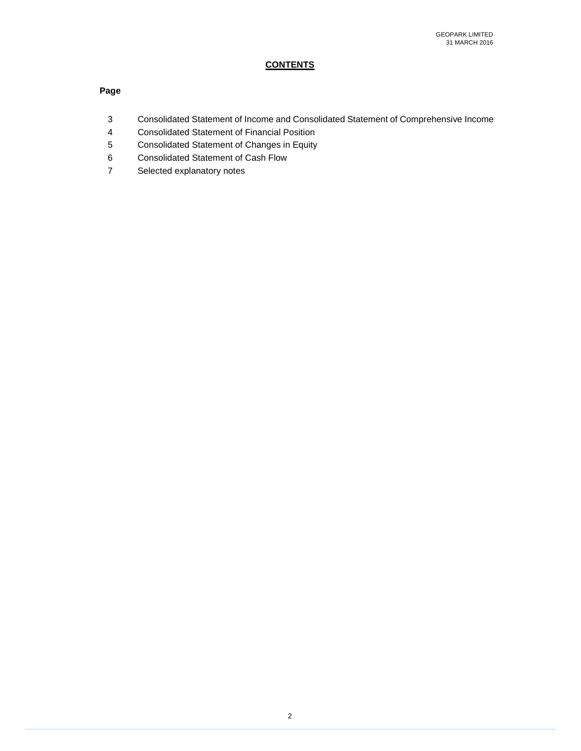## CONTENTS

**Page**

| | |
|---|---|
| 3 | Consolidated Statement of Income and Consolidated Statement of Comprehensive Income |
| 4 | Consolidated Statement of Financial Position |
| 5 | Consolidated Statement of Changes in Equity |
| 6 | Consolidated Statement of Cash Flow |
| 7 | Selected explanatory notes |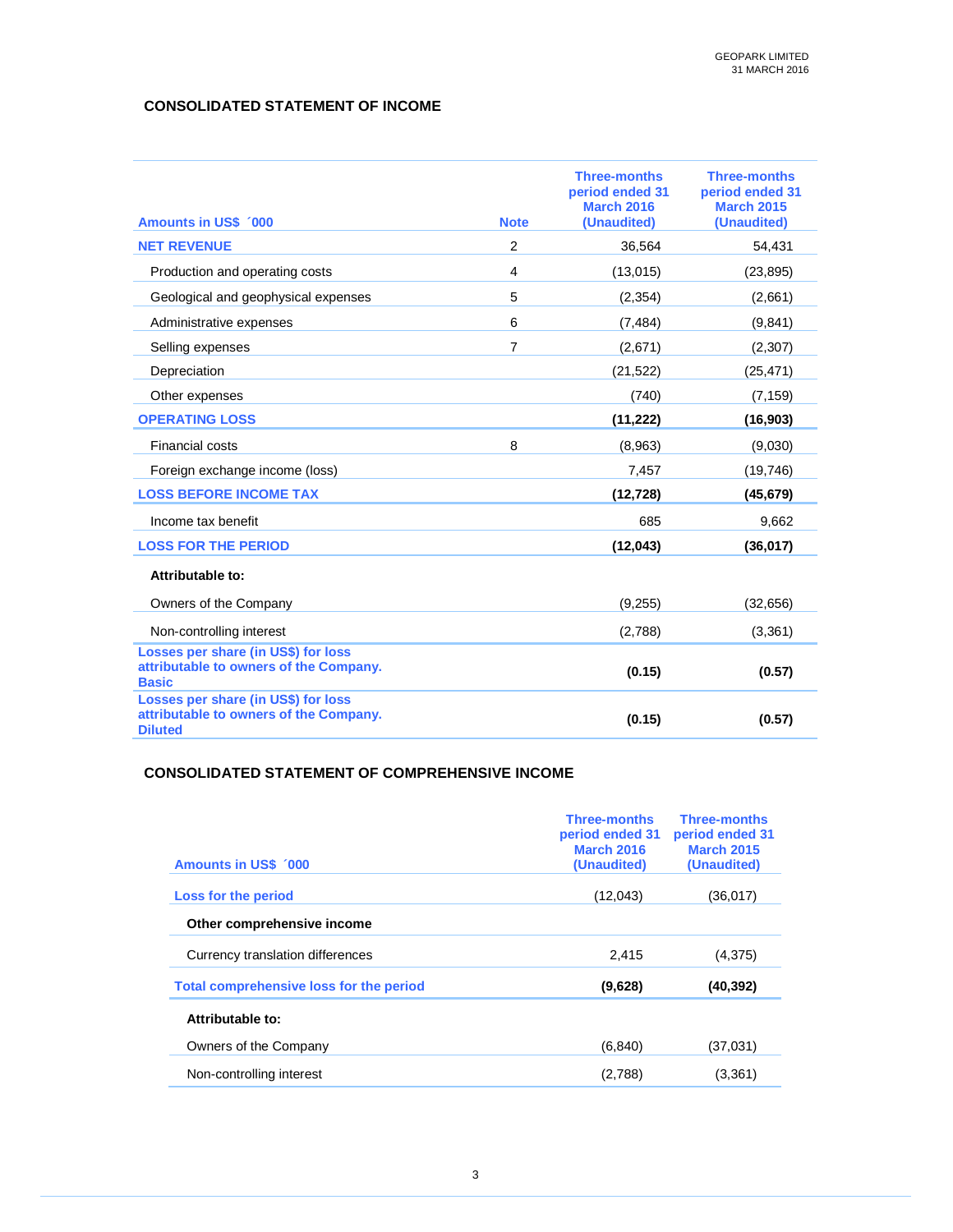## CONSOLIDATED STATEMENT OF INCOME

| Amounts in US$ ´000 | Note | Three-months period ended 31 March 2016 (Unaudited) | Three-months period ended 31 March 2015 (Unaudited) |
|---|---|---|---|
| **NET REVENUE** | 2 | 36,564 | 54,431 |
| Production and operating costs | 4 | (13,015) | (23,895) |
| Geological and geophysical expenses | 5 | (2,354) | (2,661) |
| Administrative expenses | 6 | (7,484) | (9,841) |
| Selling expenses | 7 | (2,671) | (2,307) |
| Depreciation | | (21,522) | (25,471) |
| Other expenses | | (740) | (7,159) |
| **OPERATING LOSS** | | **(11,222)** | **(16,903)** |
| Financial costs | 8 | (8,963) | (9,030) |
| Foreign exchange income (loss) | | 7,457 | (19,746) |
| **LOSS BEFORE INCOME TAX** | | **(12,728)** | **(45,679)** |
| Income tax benefit | | 685 | 9,662 |
| **LOSS FOR THE PERIOD** | | **(12,043)** | **(36,017)** |
| **Attributable to:** | | | |
| Owners of the Company | | (9,255) | (32,656) |
| Non-controlling interest | | (2,788) | (3,361) |
| **Losses per share (in US$) for loss attributable to owners of the Company. Basic** | | **(0.15)** | **(0.57)** |
| **Losses per share (in US$) for loss attributable to owners of the Company. Diluted** | | **(0.15)** | **(0.57)** |

## CONSOLIDATED STATEMENT OF COMPREHENSIVE INCOME

| Amounts in US$ ´000 | Three-months period ended 31 March 2016 (Unaudited) | Three-months period ended 31 March 2015 (Unaudited) |
|---|---|---|
| **Loss for the period** | (12,043) | (36,017) |
| **Other comprehensive income** | | |
| Currency translation differences | 2,415 | (4,375) |
| **Total comprehensive loss for the period** | **(9,628)** | **(40,392)** |
| **Attributable to:** | | |
| Owners of the Company | (6,840) | (37,031) |
| Non-controlling interest | (2,788) | (3,361) |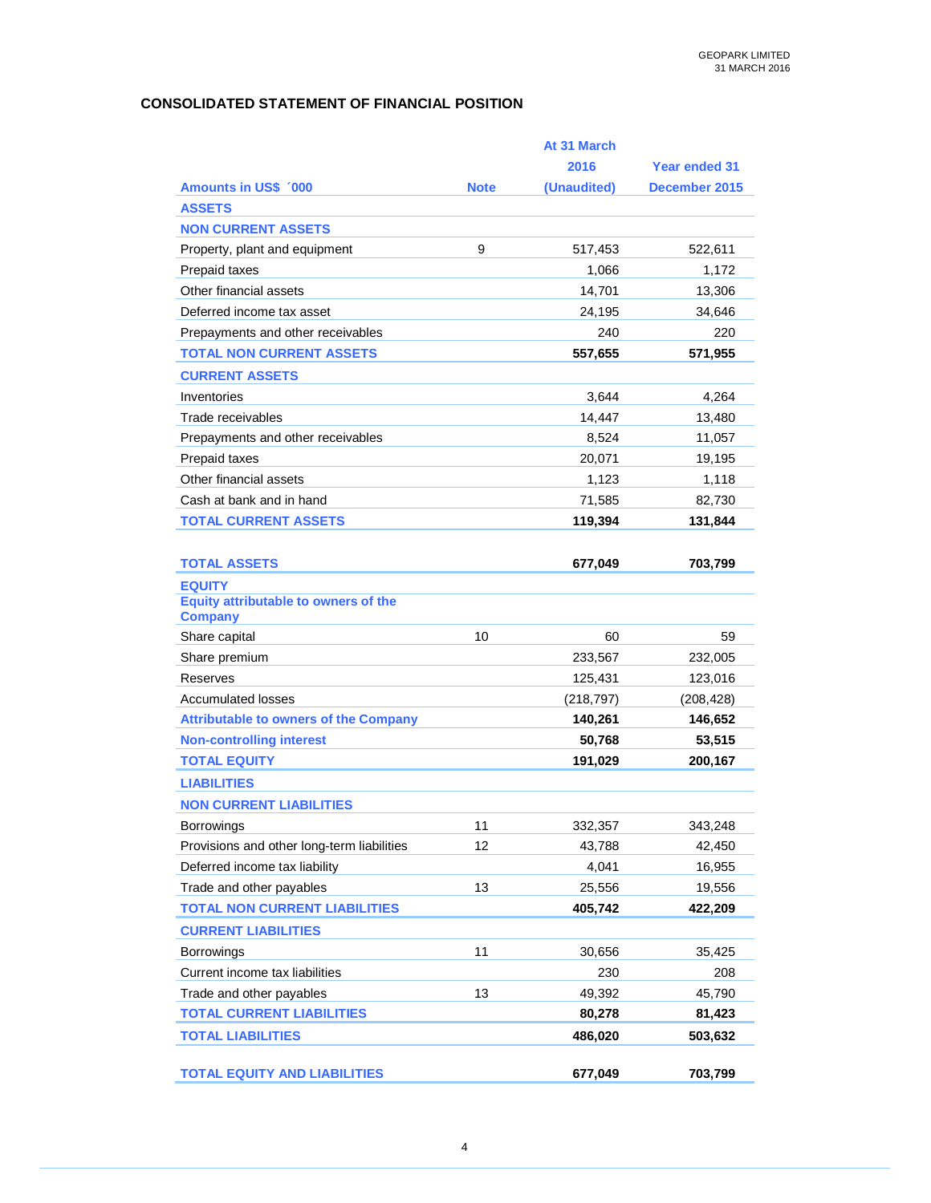## CONSOLIDATED STATEMENT OF FINANCIAL POSITION

| Amounts in US$ ´000 | Note | At 31 March 2016 (Unaudited) | Year ended 31 December 2015 |
|---|---|---|---|
| **ASSETS** | | | |
| **NON CURRENT ASSETS** | | | |
| Property, plant and equipment | 9 | 517,453 | 522,611 |
| Prepaid taxes | | 1,066 | 1,172 |
| Other financial assets | | 14,701 | 13,306 |
| Deferred income tax asset | | 24,195 | 34,646 |
| Prepayments and other receivables | | 240 | 220 |
| **TOTAL NON CURRENT ASSETS** | | **557,655** | **571,955** |
| **CURRENT ASSETS** | | | |
| Inventories | | 3,644 | 4,264 |
| Trade receivables | | 14,447 | 13,480 |
| Prepayments and other receivables | | 8,524 | 11,057 |
| Prepaid taxes | | 20,071 | 19,195 |
| Other financial assets | | 1,123 | 1,118 |
| Cash at bank and in hand | | 71,585 | 82,730 |
| **TOTAL CURRENT ASSETS** | | **119,394** | **131,844** |
| **TOTAL ASSETS** | | **677,049** | **703,799** |
| **EQUITY** | | | |
| **Equity attributable to owners of the Company** | | | |
| Share capital | 10 | 60 | 59 |
| Share premium | | 233,567 | 232,005 |
| Reserves | | 125,431 | 123,016 |
| Accumulated losses | | (218,797) | (208,428) |
| **Attributable to owners of the Company** | | **140,261** | **146,652** |
| **Non-controlling interest** | | **50,768** | **53,515** |
| **TOTAL EQUITY** | | **191,029** | **200,167** |
| **LIABILITIES** | | | |
| **NON CURRENT LIABILITIES** | | | |
| Borrowings | 11 | 332,357 | 343,248 |
| Provisions and other long-term liabilities | 12 | 43,788 | 42,450 |
| Deferred income tax liability | | 4,041 | 16,955 |
| Trade and other payables | 13 | 25,556 | 19,556 |
| **TOTAL NON CURRENT LIABILITIES** | | **405,742** | **422,209** |
| **CURRENT LIABILITIES** | | | |
| Borrowings | 11 | 30,656 | 35,425 |
| Current income tax liabilities | | 230 | 208 |
| Trade and other payables | 13 | 49,392 | 45,790 |
| **TOTAL CURRENT LIABILITIES** | | **80,278** | **81,423** |
| **TOTAL LIABILITIES** | | **486,020** | **503,632** |
| **TOTAL EQUITY AND LIABILITIES** | | **677,049** | **703,799** |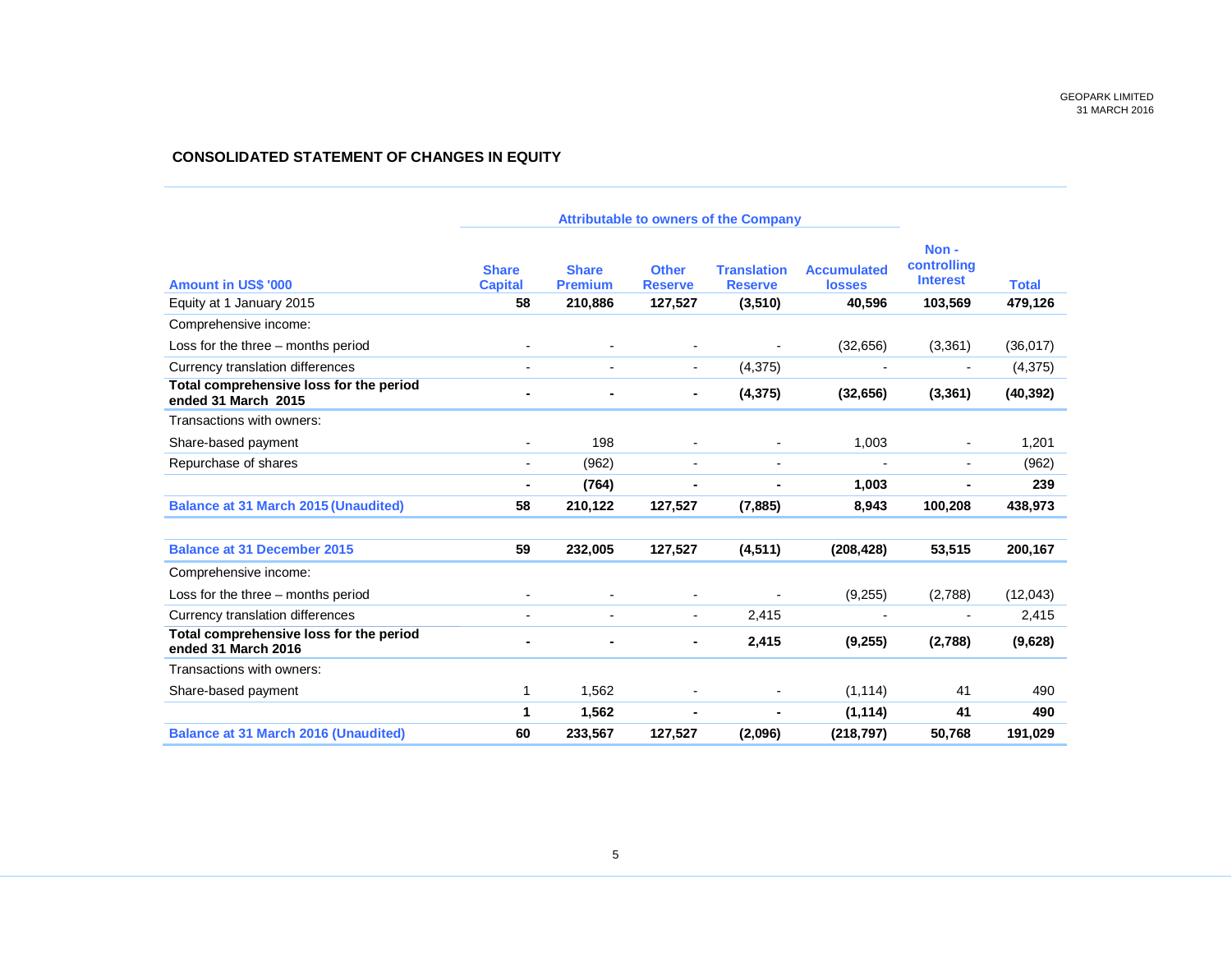## CONSOLIDATED STATEMENT OF CHANGES IN EQUITY

| | Attributable to owners of the Company | | | | | | |
|---|---|---|---|---|---|---|---|
| **Amount in US$ '000** | **Share Capital** | **Share Premium** | **Other Reserve** | **Translation Reserve** | **Accumulated losses** | **Non - controlling Interest** | **Total** |
| Equity at 1 January 2015 | **58** | **210,886** | **127,527** | **(3,510)** | **40,596** | **103,569** | **479,126** |
| Comprehensive income: | | | | | | | |
| Loss for the three – months period | - | - | - | - | (32,656) | (3,361) | (36,017) |
| Currency translation differences | - | - | - | (4,375) | - | - | (4,375) |
| **Total comprehensive loss for the period ended 31 March 2015** | **-** | **-** | **-** | **(4,375)** | **(32,656)** | **(3,361)** | **(40,392)** |
| Transactions with owners: | | | | | | | |
| Share-based payment | - | 198 | - | - | 1,003 | - | 1,201 |
| Repurchase of shares | - | (962) | - | - | - | - | (962) |
| | **-** | **(764)** | **-** | **-** | **1,003** | **-** | **239** |
| **Balance at 31 March 2015 (Unaudited)** | **58** | **210,122** | **127,527** | **(7,885)** | **8,943** | **100,208** | **438,973** |
| | | | | | | | |
| **Balance at 31 December 2015** | **59** | **232,005** | **127,527** | **(4,511)** | **(208,428)** | **53,515** | **200,167** |
| Comprehensive income: | | | | | | | |
| Loss for the three – months period | - | - | - | - | (9,255) | (2,788) | (12,043) |
| Currency translation differences | - | - | - | 2,415 | - | - | 2,415 |
| **Total comprehensive loss for the period ended 31 March 2016** | **-** | **-** | **-** | **2,415** | **(9,255)** | **(2,788)** | **(9,628)** |
| Transactions with owners: | | | | | | | |
| Share-based payment | 1 | 1,562 | - | - | (1,114) | 41 | 490 |
| | **1** | **1,562** | **-** | **-** | **(1,114)** | **41** | **490** |
| **Balance at 31 March 2016 (Unaudited)** | **60** | **233,567** | **127,527** | **(2,096)** | **(218,797)** | **50,768** | **191,029** |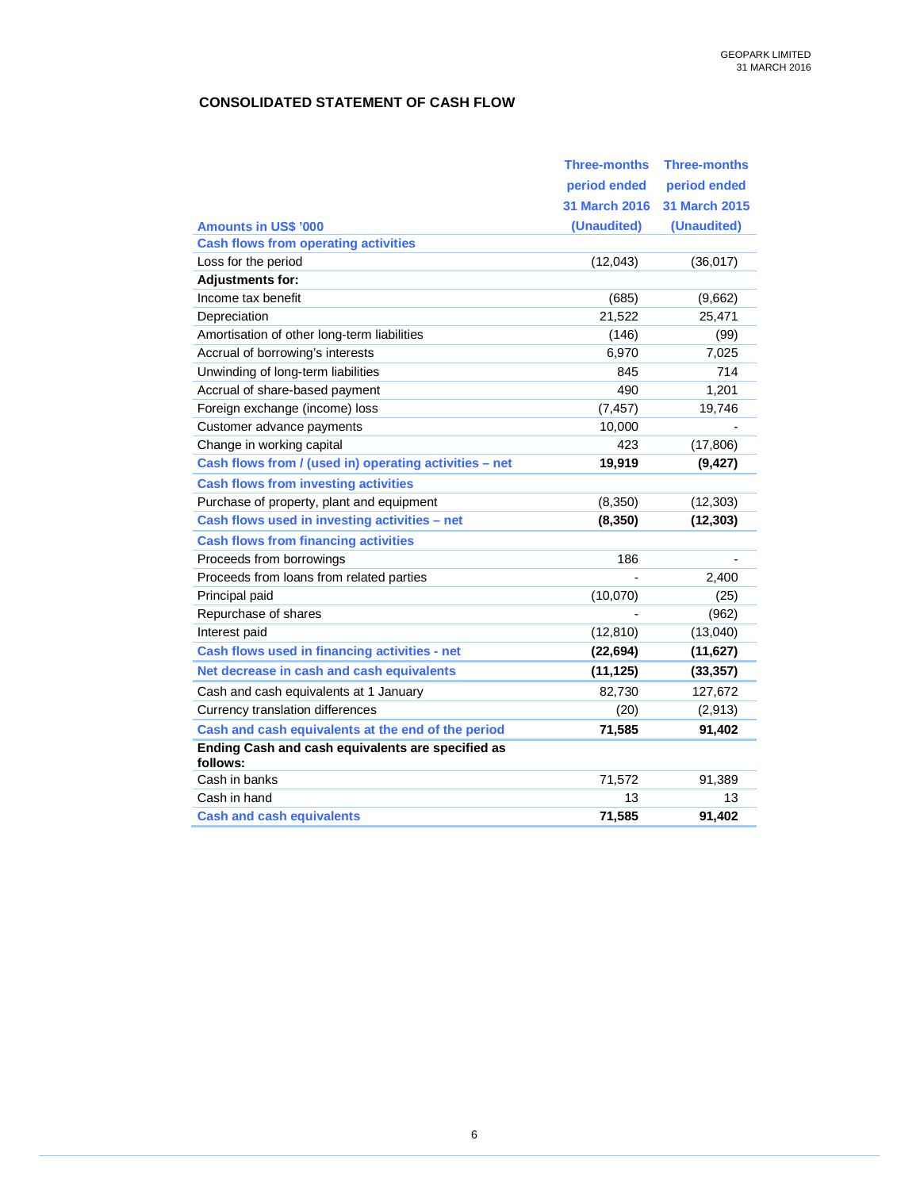## CONSOLIDATED STATEMENT OF CASH FLOW

| Amounts in US$ '000 | Three-months period ended 31 March 2016 (Unaudited) | Three-months period ended 31 March 2015 (Unaudited) |
|---|---|---|
| **Cash flows from operating activities** | | |
| Loss for the period | (12,043) | (36,017) |
| **Adjustments for:** | | |
| Income tax benefit | (685) | (9,662) |
| Depreciation | 21,522 | 25,471 |
| Amortisation of other long-term liabilities | (146) | (99) |
| Accrual of borrowing's interests | 6,970 | 7,025 |
| Unwinding of long-term liabilities | 845 | 714 |
| Accrual of share-based payment | 490 | 1,201 |
| Foreign exchange (income) loss | (7,457) | 19,746 |
| Customer advance payments | 10,000 | - |
| Change in working capital | 423 | (17,806) |
| **Cash flows from / (used in) operating activities – net** | **19,919** | **(9,427)** |
| **Cash flows from investing activities** | | |
| Purchase of property, plant and equipment | (8,350) | (12,303) |
| **Cash flows used in investing activities – net** | **(8,350)** | **(12,303)** |
| **Cash flows from financing activities** | | |
| Proceeds from borrowings | 186 | - |
| Proceeds from loans from related parties | - | 2,400 |
| Principal paid | (10,070) | (25) |
| Repurchase of shares | - | (962) |
| Interest paid | (12,810) | (13,040) |
| **Cash flows used in financing activities - net** | **(22,694)** | **(11,627)** |
| **Net decrease in cash and cash equivalents** | **(11,125)** | **(33,357)** |
| Cash and cash equivalents at 1 January | 82,730 | 127,672 |
| Currency translation differences | (20) | (2,913) |
| **Cash and cash equivalents at the end of the period** | **71,585** | **91,402** |
| **Ending Cash and cash equivalents are specified as follows:** | | |
| Cash in banks | 71,572 | 91,389 |
| Cash in hand | 13 | 13 |
| **Cash and cash equivalents** | **71,585** | **91,402** |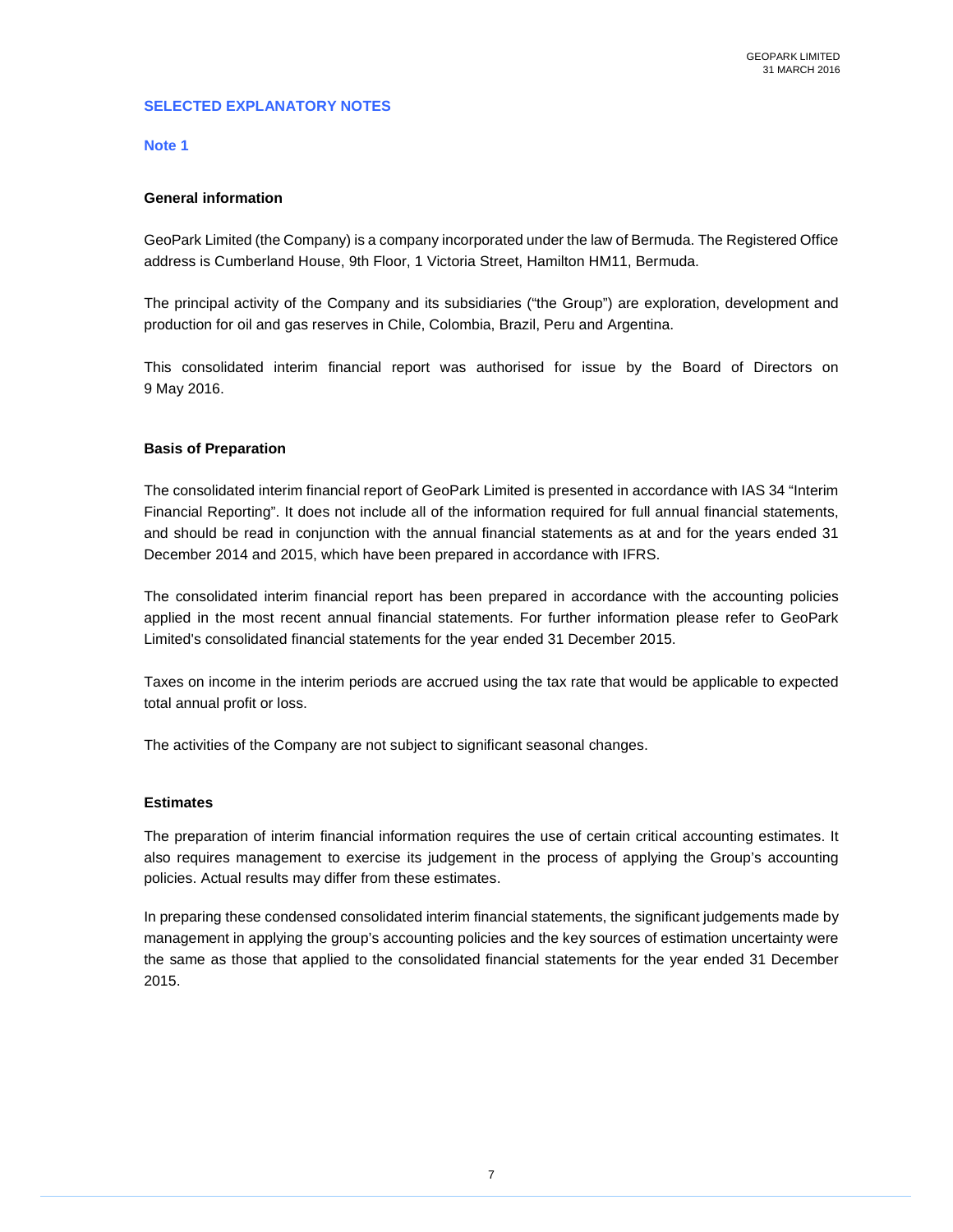## SELECTED EXPLANATORY NOTES

### Note 1

#### General information

GeoPark Limited (the Company) is a company incorporated under the law of Bermuda. The Registered Office address is Cumberland House, 9th Floor, 1 Victoria Street, Hamilton HM11, Bermuda.

The principal activity of the Company and its subsidiaries ("the Group") are exploration, development and production for oil and gas reserves in Chile, Colombia, Brazil, Peru and Argentina.

This consolidated interim financial report was authorised for issue by the Board of Directors on 9 May 2016.

#### Basis of Preparation

The consolidated interim financial report of GeoPark Limited is presented in accordance with IAS 34 "Interim Financial Reporting". It does not include all of the information required for full annual financial statements, and should be read in conjunction with the annual financial statements as at and for the years ended 31 December 2014 and 2015, which have been prepared in accordance with IFRS.

The consolidated interim financial report has been prepared in accordance with the accounting policies applied in the most recent annual financial statements. For further information please refer to GeoPark Limited's consolidated financial statements for the year ended 31 December 2015.

Taxes on income in the interim periods are accrued using the tax rate that would be applicable to expected total annual profit or loss.

The activities of the Company are not subject to significant seasonal changes.

#### Estimates

The preparation of interim financial information requires the use of certain critical accounting estimates. It also requires management to exercise its judgement in the process of applying the Group's accounting policies. Actual results may differ from these estimates.

In preparing these condensed consolidated interim financial statements, the significant judgements made by management in applying the group's accounting policies and the key sources of estimation uncertainty were the same as those that applied to the consolidated financial statements for the year ended 31 December 2015.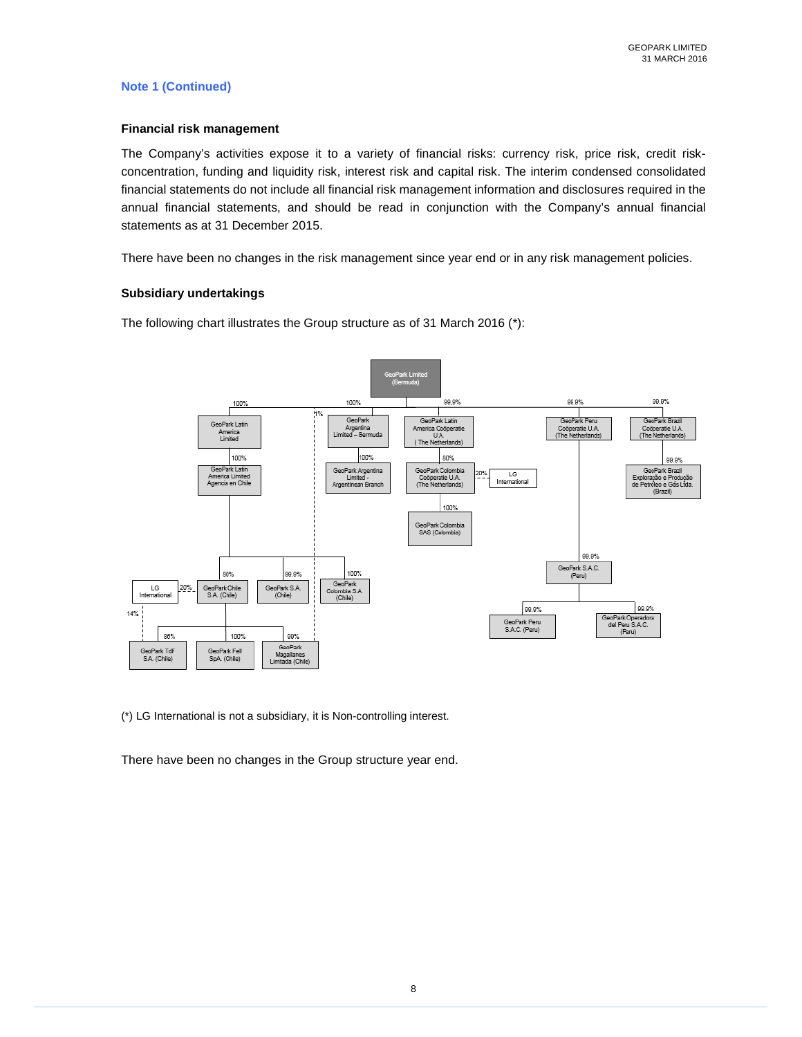## Note 1 (Continued)

### Financial risk management

The Company's activities expose it to a variety of financial risks: currency risk, price risk, credit risk-concentration, funding and liquidity risk, interest risk and capital risk. The interim condensed consolidated financial statements do not include all financial risk management information and disclosures required in the annual financial statements, and should be read in conjunction with the Company's annual financial statements as at 31 December 2015.

There have been no changes in the risk management since year end or in any risk management policies.

### Subsidiary undertakings

The following chart illustrates the Group structure as of 31 March 2016 (*):

- GeoPark Limited (Bermuda)
  - 100% GeoPark Latin America Limited
    - 100% GeoPark Latin America Limited Agencia en Chile
      - 80% GeoPark Chile S.A. (Chile) — 20% LG International
        - 86% GeoPark TdF S.A. (Chile) — 14% LG International
        - 100% GeoPark Fell SpA. (Chile)
        - 99% GeoPark Magallanes Limitada (Chile)
      - 99.9% GeoPark S.A. (Chile)
      - 100% GeoPark Colombia S.A. (Chile)
  - 1% (GeoPark Limited, dashed line)
  - 100% GeoPark Argentina Limited – Bermuda
    - 100% GeoPark Argentina Limited - Argentinean Branch
  - 99.9% GeoPark Latin America Coöperatie U.A. (The Netherlands)
    - 80% GeoPark Colombia Coöperatie U.A. (The Netherlands) — 20% LG International
      - 100% GeoPark Colombia SAS (Colombia)
  - 99.9% GeoPark Peru Coöperatie U.A. (The Netherlands)
    - 99.9% GeoPark S.A.C. (Peru)
      - 99.9% GeoPark Peru S.A.C. (Peru)
      - 99.9% GeoPark Operadora del Peru S.A.C. (Peru)
  - 99.9% GeoPark Brazil Coöperatie U.A. (The Netherlands)
    - 99.9% GeoPark Brazil Exploração e Produção de Petróleo e Gás Ltda. (Brazil)

(*) LG International is not a subsidiary, it is Non-controlling interest.

There have been no changes in the Group structure year end.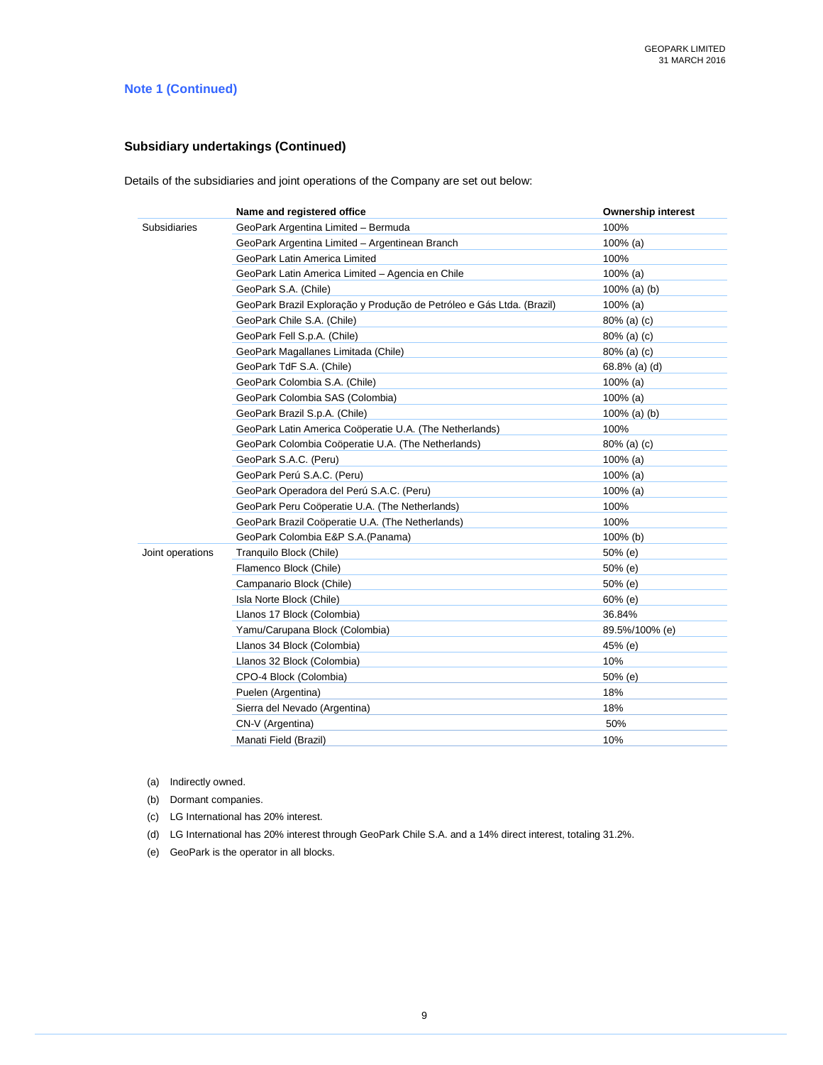## Note 1 (Continued)

### Subsidiary undertakings (Continued)

Details of the subsidiaries and joint operations of the Company are set out below:

| | Name and registered office | Ownership interest |
|---|---|---|
| Subsidiaries | GeoPark Argentina Limited – Bermuda | 100% |
| | GeoPark Argentina Limited – Argentinean Branch | 100% (a) |
| | GeoPark Latin America Limited | 100% |
| | GeoPark Latin America Limited – Agencia en Chile | 100% (a) |
| | GeoPark S.A. (Chile) | 100% (a) (b) |
| | GeoPark Brazil Exploração y Produção de Petróleo e Gás Ltda. (Brazil) | 100% (a) |
| | GeoPark Chile S.A. (Chile) | 80% (a) (c) |
| | GeoPark Fell S.p.A. (Chile) | 80% (a) (c) |
| | GeoPark Magallanes Limitada (Chile) | 80% (a) (c) |
| | GeoPark TdF S.A. (Chile) | 68.8% (a) (d) |
| | GeoPark Colombia S.A. (Chile) | 100% (a) |
| | GeoPark Colombia SAS (Colombia) | 100% (a) |
| | GeoPark Brazil S.p.A. (Chile) | 100% (a) (b) |
| | GeoPark Latin America Coöperatie U.A. (The Netherlands) | 100% |
| | GeoPark Colombia Coöperatie U.A. (The Netherlands) | 80% (a) (c) |
| | GeoPark S.A.C. (Peru) | 100% (a) |
| | GeoPark Perú S.A.C. (Peru) | 100% (a) |
| | GeoPark Operadora del Perú S.A.C. (Peru) | 100% (a) |
| | GeoPark Peru Coöperatie U.A. (The Netherlands) | 100% |
| | GeoPark Brazil Coöperatie U.A. (The Netherlands) | 100% |
| | GeoPark Colombia E&P S.A.(Panama) | 100% (b) |
| Joint operations | Tranquilo Block (Chile) | 50% (e) |
| | Flamenco Block (Chile) | 50% (e) |
| | Campanario Block (Chile) | 50% (e) |
| | Isla Norte Block (Chile) | 60% (e) |
| | Llanos 17 Block (Colombia) | 36.84% |
| | Yamu/Carupana Block (Colombia) | 89.5%/100% (e) |
| | Llanos 34 Block (Colombia) | 45% (e) |
| | Llanos 32 Block (Colombia) | 10% |
| | CPO-4 Block (Colombia) | 50% (e) |
| | Puelen (Argentina) | 18% |
| | Sierra del Nevado (Argentina) | 18% |
| | CN-V (Argentina) | 50% |
| | Manati Field (Brazil) | 10% |

(a) Indirectly owned.

(b) Dormant companies.

(c) LG International has 20% interest.

(d) LG International has 20% interest through GeoPark Chile S.A. and a 14% direct interest, totaling 31.2%.

(e) GeoPark is the operator in all blocks.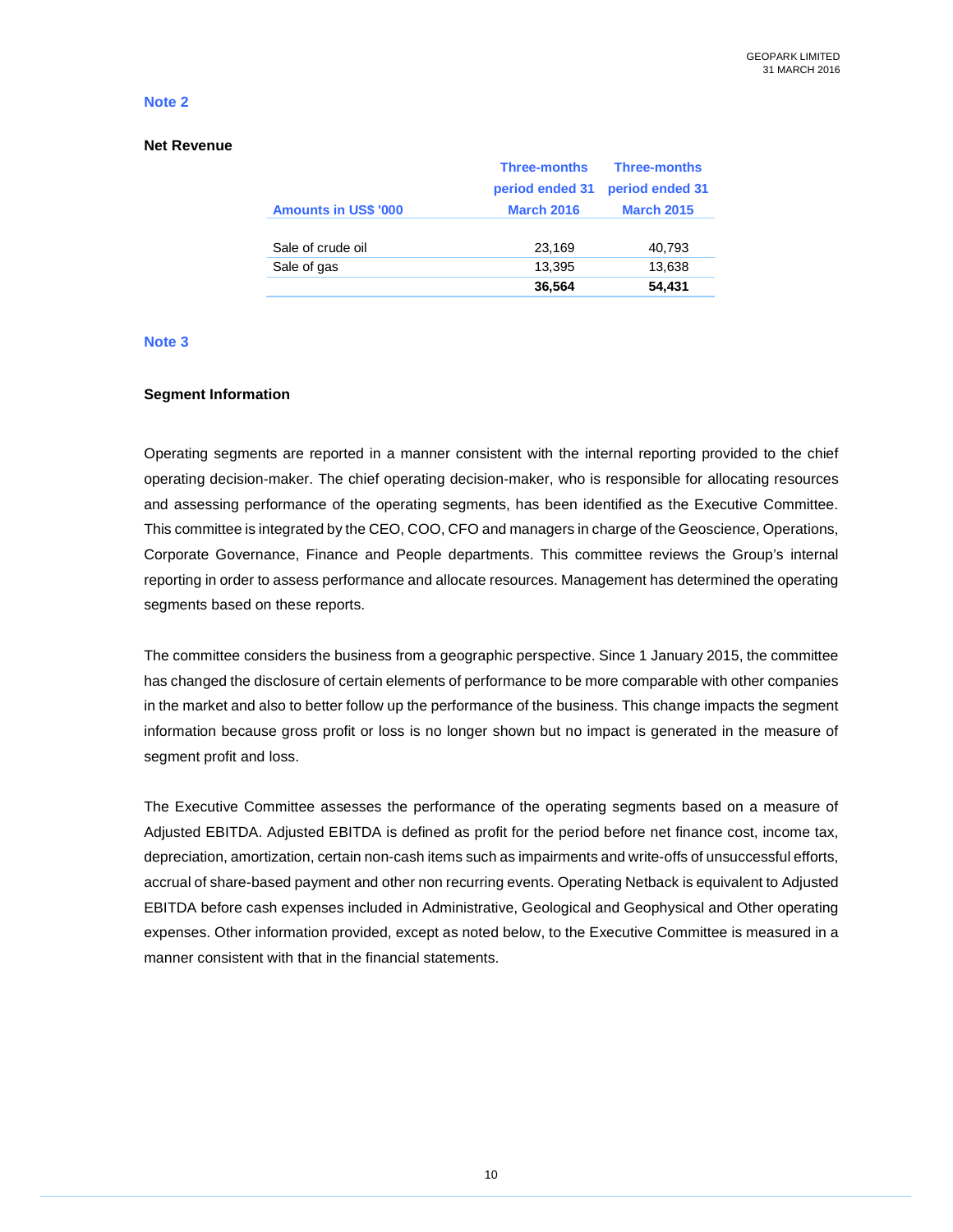## Note 2

### Net Revenue

| Amounts in US$ '000 | Three-months period ended 31 March 2016 | Three-months period ended 31 March 2015 |
|---|---|---|
| Sale of crude oil | 23,169 | 40,793 |
| Sale of gas | 13,395 | 13,638 |
| | **36,564** | **54,431** |

## Note 3

### Segment Information

Operating segments are reported in a manner consistent with the internal reporting provided to the chief operating decision-maker. The chief operating decision-maker, who is responsible for allocating resources and assessing performance of the operating segments, has been identified as the Executive Committee. This committee is integrated by the CEO, COO, CFO and managers in charge of the Geoscience, Operations, Corporate Governance, Finance and People departments. This committee reviews the Group's internal reporting in order to assess performance and allocate resources. Management has determined the operating segments based on these reports.

The committee considers the business from a geographic perspective. Since 1 January 2015, the committee has changed the disclosure of certain elements of performance to be more comparable with other companies in the market and also to better follow up the performance of the business. This change impacts the segment information because gross profit or loss is no longer shown but no impact is generated in the measure of segment profit and loss.

The Executive Committee assesses the performance of the operating segments based on a measure of Adjusted EBITDA. Adjusted EBITDA is defined as profit for the period before net finance cost, income tax, depreciation, amortization, certain non-cash items such as impairments and write-offs of unsuccessful efforts, accrual of share-based payment and other non recurring events. Operating Netback is equivalent to Adjusted EBITDA before cash expenses included in Administrative, Geological and Geophysical and Other operating expenses. Other information provided, except as noted below, to the Executive Committee is measured in a manner consistent with that in the financial statements.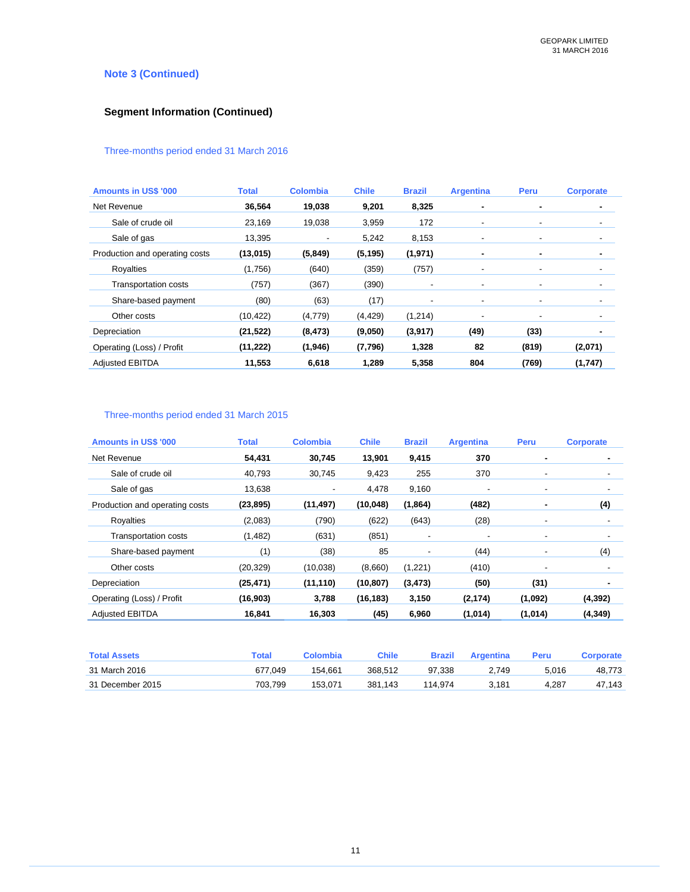## Note 3 (Continued)

### Segment Information (Continued)

Three-months period ended 31 March 2016

| Amounts in US$ '000 | Total | Colombia | Chile | Brazil | Argentina | Peru | Corporate |
|---|---|---|---|---|---|---|---|
| Net Revenue | **36,564** | **19,038** | **9,201** | **8,325** | **-** | **-** | **-** |
| Sale of crude oil | 23,169 | 19,038 | 3,959 | 172 | - | - | - |
| Sale of gas | 13,395 | - | 5,242 | 8,153 | - | - | - |
| Production and operating costs | **(13,015)** | **(5,849)** | **(5,195)** | **(1,971)** | **-** | **-** | **-** |
| Royalties | (1,756) | (640) | (359) | (757) | - | - | - |
| Transportation costs | (757) | (367) | (390) | - | - | - | - |
| Share-based payment | (80) | (63) | (17) | - | - | - | - |
| Other costs | (10,422) | (4,779) | (4,429) | (1,214) | - | - | - |
| Depreciation | **(21,522)** | **(8,473)** | **(9,050)** | **(3,917)** | **(49)** | **(33)** | **-** |
| Operating (Loss) / Profit | **(11,222)** | **(1,946)** | **(7,796)** | **1,328** | **82** | **(819)** | **(2,071)** |
| Adjusted EBITDA | **11,553** | **6,618** | **1,289** | **5,358** | **804** | **(769)** | **(1,747)** |

Three-months period ended 31 March 2015

| Amounts in US$ '000 | Total | Colombia | Chile | Brazil | Argentina | Peru | Corporate |
|---|---|---|---|---|---|---|---|
| Net Revenue | **54,431** | **30,745** | **13,901** | **9,415** | **370** | **-** | **-** |
| Sale of crude oil | 40,793 | 30,745 | 9,423 | 255 | 370 | - | - |
| Sale of gas | 13,638 | - | 4,478 | 9,160 | - | - | - |
| Production and operating costs | **(23,895)** | **(11,497)** | **(10,048)** | **(1,864)** | **(482)** | **-** | **(4)** |
| Royalties | (2,083) | (790) | (622) | (643) | (28) | - | - |
| Transportation costs | (1,482) | (631) | (851) | - | - | - | - |
| Share-based payment | (1) | (38) | 85 | - | (44) | - | (4) |
| Other costs | (20,329) | (10,038) | (8,660) | (1,221) | (410) | - | - |
| Depreciation | **(25,471)** | **(11,110)** | **(10,807)** | **(3,473)** | **(50)** | **(31)** | **-** |
| Operating (Loss) / Profit | **(16,903)** | **3,788** | **(16,183)** | **3,150** | **(2,174)** | **(1,092)** | **(4,392)** |
| Adjusted EBITDA | **16,841** | **16,303** | **(45)** | **6,960** | **(1,014)** | **(1,014)** | **(4,349)** |

| Total Assets | Total | Colombia | Chile | Brazil | Argentina | Peru | Corporate |
|---|---|---|---|---|---|---|---|
| 31 March 2016 | 677,049 | 154,661 | 368,512 | 97,338 | 2,749 | 5,016 | 48,773 |
| 31 December 2015 | 703,799 | 153,071 | 381,143 | 114,974 | 3,181 | 4,287 | 47,143 |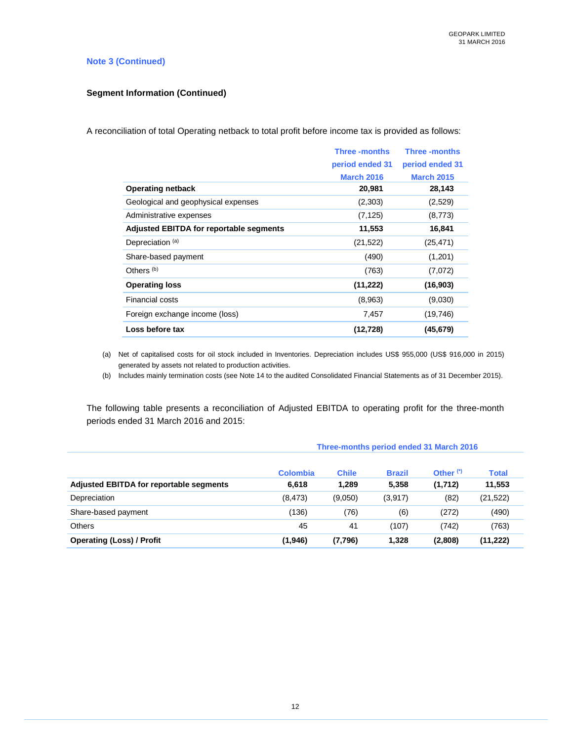**Note 3 (Continued)**

**Segment Information (Continued)**

A reconciliation of total Operating netback to total profit before income tax is provided as follows:

| | Three -months period ended 31 March 2016 | Three -months period ended 31 March 2015 |
|---|---|---|
| **Operating netback** | **20,981** | **28,143** |
| Geological and geophysical expenses | (2,303) | (2,529) |
| Administrative expenses | (7,125) | (8,773) |
| **Adjusted EBITDA for reportable segments** | **11,553** | **16,841** |
| Depreciation [(a)] | (21,522) | (25,471) |
| Share-based payment | (490) | (1,201) |
| Others [(b)] | (763) | (7,072) |
| **Operating loss** | **(11,222)** | **(16,903)** |
| Financial costs | (8,963) | (9,030) |
| Foreign exchange income (loss) | 7,457 | (19,746) |
| **Loss before tax** | **(12,728)** | **(45,679)** |

(a) Net of capitalised costs for oil stock included in Inventories. Depreciation includes US$ 955,000 (US$ 916,000 in 2015) generated by assets not related to production activities.

(b) Includes mainly termination costs (see Note 14 to the audited Consolidated Financial Statements as of 31 December 2015).

The following table presents a reconciliation of Adjusted EBITDA to operating profit for the three-month periods ended 31 March 2016 and 2015:

| | Three-months period ended 31 March 2016 | | | | |
|---|---|---|---|---|---|
| | Colombia | Chile | Brazil | Other [(*)] | Total |
| **Adjusted EBITDA for reportable segments** | **6,618** | **1,289** | **5,358** | **(1,712)** | **11,553** |
| Depreciation | (8,473) | (9,050) | (3,917) | (82) | (21,522) |
| Share-based payment | (136) | (76) | (6) | (272) | (490) |
| Others | 45 | 41 | (107) | (742) | (763) |
| **Operating (Loss) / Profit** | **(1,946)** | **(7,796)** | **1,328** | **(2,808)** | **(11,222)** |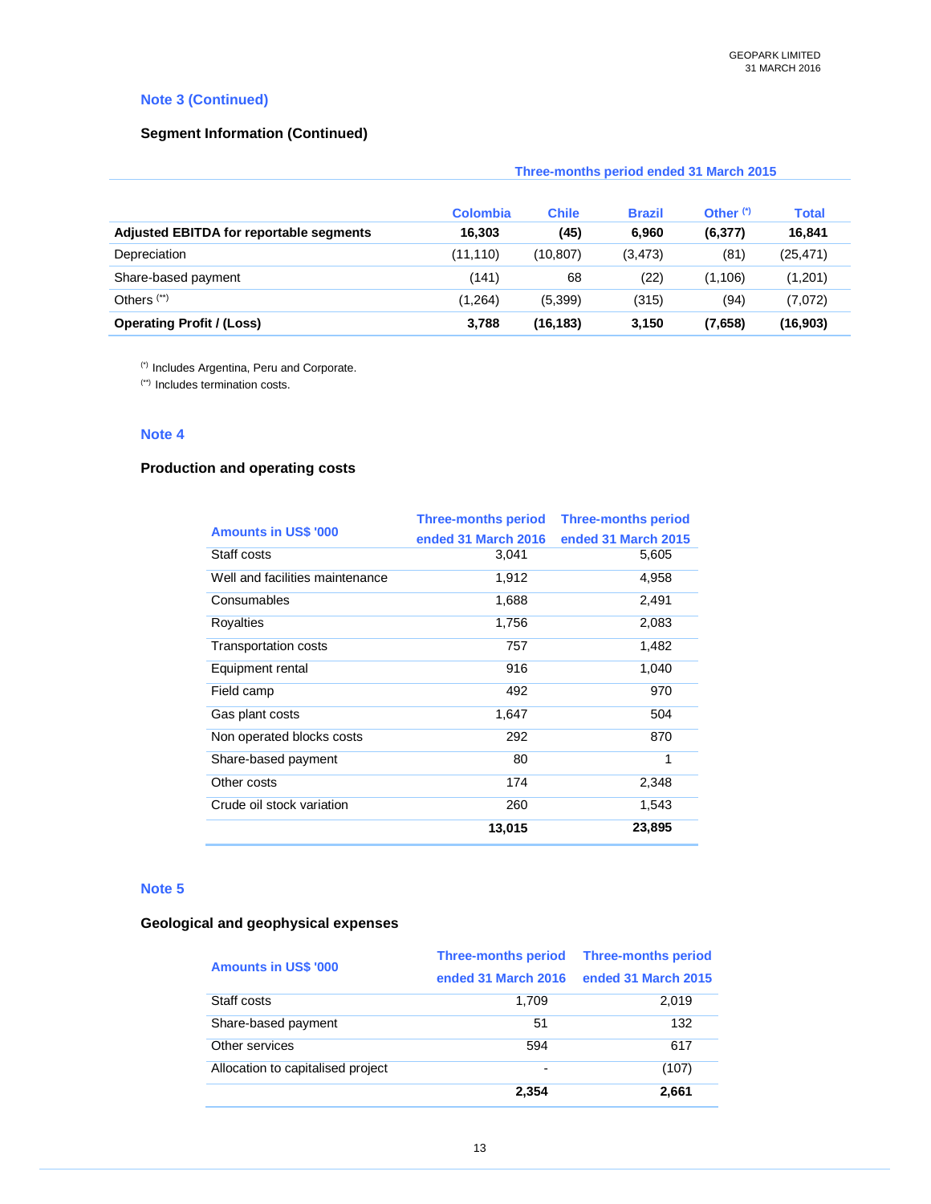## Note 3 (Continued)

### Segment Information (Continued)

| | Three-months period ended 31 March 2015 | | | | |
|---|---|---|---|---|---|
| | Colombia | Chile | Brazil | Other (*) | Total |
| **Adjusted EBITDA for reportable segments** | **16,303** | **(45)** | **6,960** | **(6,377)** | **16,841** |
| Depreciation | (11,110) | (10,807) | (3,473) | (81) | (25,471) |
| Share-based payment | (141) | 68 | (22) | (1,106) | (1,201) |
| Others (**) | (1,264) | (5,399) | (315) | (94) | (7,072) |
| **Operating Profit / (Loss)** | **3,788** | **(16,183)** | **3,150** | **(7,658)** | **(16,903)** |

(*) Includes Argentina, Peru and Corporate.
(**) Includes termination costs.

## Note 4

### Production and operating costs

| Amounts in US$ '000 | Three-months period ended 31 March 2016 | Three-months period ended 31 March 2015 |
|---|---|---|
| Staff costs | 3,041 | 5,605 |
| Well and facilities maintenance | 1,912 | 4,958 |
| Consumables | 1,688 | 2,491 |
| Royalties | 1,756 | 2,083 |
| Transportation costs | 757 | 1,482 |
| Equipment rental | 916 | 1,040 |
| Field camp | 492 | 970 |
| Gas plant costs | 1,647 | 504 |
| Non operated blocks costs | 292 | 870 |
| Share-based payment | 80 | 1 |
| Other costs | 174 | 2,348 |
| Crude oil stock variation | 260 | 1,543 |
| | **13,015** | **23,895** |

## Note 5

### Geological and geophysical expenses

| Amounts in US$ '000 | Three-months period ended 31 March 2016 | Three-months period ended 31 March 2015 |
|---|---|---|
| Staff costs | 1,709 | 2,019 |
| Share-based payment | 51 | 132 |
| Other services | 594 | 617 |
| Allocation to capitalised project | - | (107) |
| | **2,354** | **2,661** |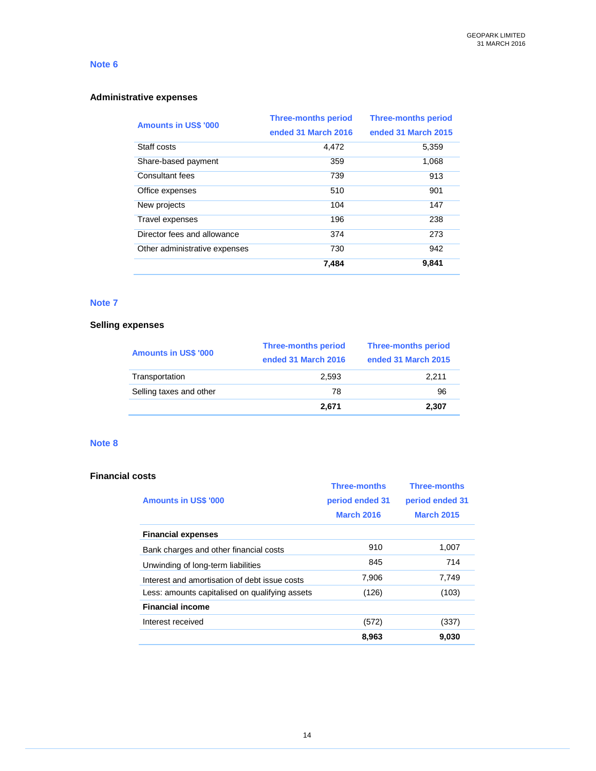## Note 6

### Administrative expenses

| Amounts in US$ '000 | Three-months period ended 31 March 2016 | Three-months period ended 31 March 2015 |
|---|---|---|
| Staff costs | 4,472 | 5,359 |
| Share-based payment | 359 | 1,068 |
| Consultant fees | 739 | 913 |
| Office expenses | 510 | 901 |
| New projects | 104 | 147 |
| Travel expenses | 196 | 238 |
| Director fees and allowance | 374 | 273 |
| Other administrative expenses | 730 | 942 |
| | **7,484** | **9,841** |

## Note 7

### Selling expenses

| Amounts in US$ '000 | Three-months period ended 31 March 2016 | Three-months period ended 31 March 2015 |
|---|---|---|
| Transportation | 2,593 | 2,211 |
| Selling taxes and other | 78 | 96 |
| | **2,671** | **2,307** |

## Note 8

### Financial costs

| Amounts in US$ '000 | Three-months period ended 31 March 2016 | Three-months period ended 31 March 2015 |
|---|---|---|
| **Financial expenses** | | |
| Bank charges and other financial costs | 910 | 1,007 |
| Unwinding of long-term liabilities | 845 | 714 |
| Interest and amortisation of debt issue costs | 7,906 | 7,749 |
| Less: amounts capitalised on qualifying assets | (126) | (103) |
| **Financial income** | | |
| Interest received | (572) | (337) |
| | **8,963** | **9,030** |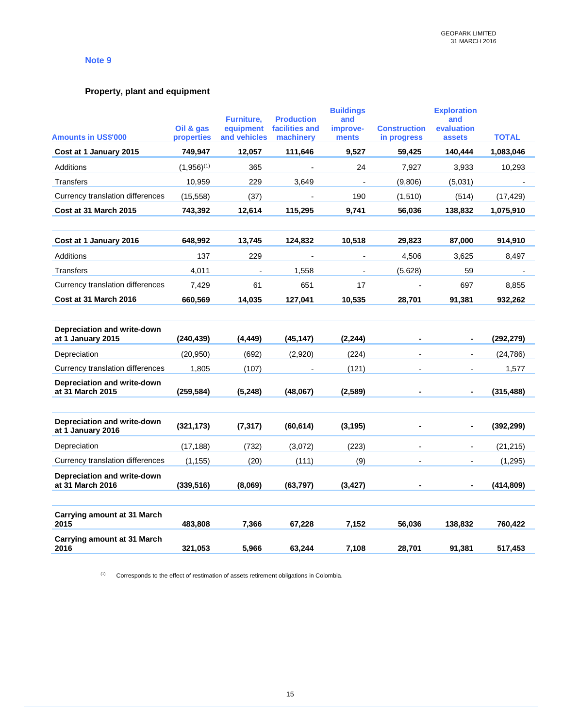## Note 9

### Property, plant and equipment

| Amounts in US$'000 | Oil & gas properties | Furniture, equipment and vehicles | Production facilities and machinery | Buildings and improve-ments | Construction in progress | Exploration and evaluation assets | TOTAL |
|---|---|---|---|---|---|---|---|
| **Cost at 1 January 2015** | **749,947** | **12,057** | **111,646** | **9,527** | **59,425** | **140,444** | **1,083,046** |
| Additions | (1,956)[1] | 365 | - | 24 | 7,927 | 3,933 | 10,293 |
| Transfers | 10,959 | 229 | 3,649 | - | (9,806) | (5,031) | - |
| Currency translation differences | (15,558) | (37) | - | 190 | (1,510) | (514) | (17,429) |
| **Cost at 31 March 2015** | **743,392** | **12,614** | **115,295** | **9,741** | **56,036** | **138,832** | **1,075,910** |
| | | | | | | | |
| **Cost at 1 January 2016** | **648,992** | **13,745** | **124,832** | **10,518** | **29,823** | **87,000** | **914,910** |
| Additions | 137 | 229 | - | - | 4,506 | 3,625 | 8,497 |
| Transfers | 4,011 | - | 1,558 | - | (5,628) | 59 | - |
| Currency translation differences | 7,429 | 61 | 651 | 17 | - | 697 | 8,855 |
| **Cost at 31 March 2016** | **660,569** | **14,035** | **127,041** | **10,535** | **28,701** | **91,381** | **932,262** |
| | | | | | | | |
| **Depreciation and write-down at 1 January 2015** | **(240,439)** | **(4,449)** | **(45,147)** | **(2,244)** | **-** | **-** | **(292,279)** |
| Depreciation | (20,950) | (692) | (2,920) | (224) | - | - | (24,786) |
| Currency translation differences | 1,805 | (107) | - | (121) | - | - | 1,577 |
| **Depreciation and write-down at 31 March 2015** | **(259,584)** | **(5,248)** | **(48,067)** | **(2,589)** | **-** | **-** | **(315,488)** |
| | | | | | | | |
| **Depreciation and write-down at 1 January 2016** | **(321,173)** | **(7,317)** | **(60,614)** | **(3,195)** | **-** | **-** | **(392,299)** |
| Depreciation | (17,188) | (732) | (3,072) | (223) | - | - | (21,215) |
| Currency translation differences | (1,155) | (20) | (111) | (9) | - | - | (1,295) |
| **Depreciation and write-down at 31 March 2016** | **(339,516)** | **(8,069)** | **(63,797)** | **(3,427)** | **-** | **-** | **(414,809)** |
| | | | | | | | |
| **Carrying amount at 31 March 2015** | **483,808** | **7,366** | **67,228** | **7,152** | **56,036** | **138,832** | **760,422** |
| **Carrying amount at 31 March 2016** | **321,053** | **5,966** | **63,244** | **7,108** | **28,701** | **91,381** | **517,453** |

[1] Corresponds to the effect of restimation of assets retirement obligations in Colombia.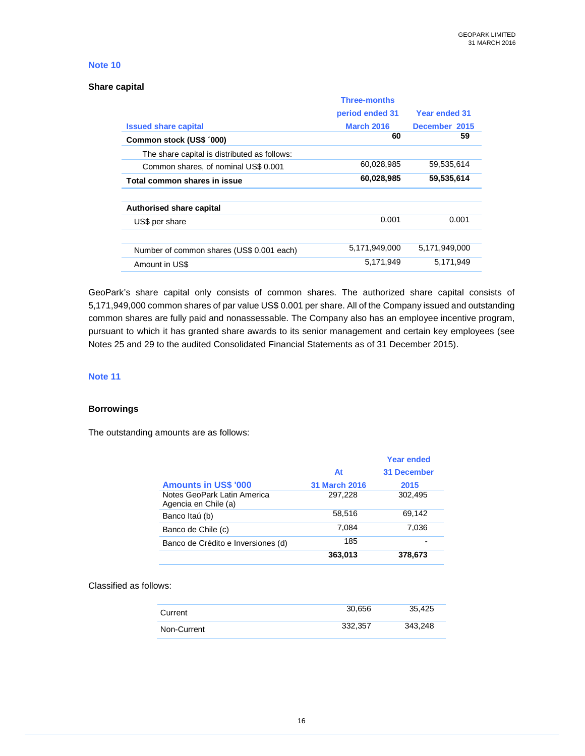## Note 10

### Share capital

| Issued share capital | Three-months period ended 31 March 2016 | Year ended 31 December 2015 |
|---|---|---|
| **Common stock (US$ ´000)** | **60** | **59** |
| The share capital is distributed as follows: | | |
| Common shares, of nominal US$ 0.001 | 60,028,985 | 59,535,614 |
| **Total common shares in issue** | **60,028,985** | **59,535,614** |
| | | |
| **Authorised share capital** | | |
| US$ per share | 0.001 | 0.001 |
| | | |
| Number of common shares (US$ 0.001 each) | 5,171,949,000 | 5,171,949,000 |
| Amount in US$ | 5,171,949 | 5,171,949 |

GeoPark's share capital only consists of common shares. The authorized share capital consists of 5,171,949,000 common shares of par value US$ 0.001 per share. All of the Company issued and outstanding common shares are fully paid and nonassessable. The Company also has an employee incentive program, pursuant to which it has granted share awards to its senior management and certain key employees (see Notes 25 and 29 to the audited Consolidated Financial Statements as of 31 December 2015).

## Note 11

### Borrowings

The outstanding amounts are as follows:

| Amounts in US$ '000 | At 31 March 2016 | Year ended 31 December 2015 |
|---|---|---|
| Notes GeoPark Latin America Agencia en Chile (a) | 297,228 | 302,495 |
| Banco Itaú (b) | 58,516 | 69,142 |
| Banco de Chile (c) | 7,084 | 7,036 |
| Banco de Crédito e Inversiones (d) | 185 | - |
| | **363,013** | **378,673** |

Classified as follows:

| | | |
|---|---|---|
| Current | 30,656 | 35,425 |
| Non-Current | 332,357 | 343,248 |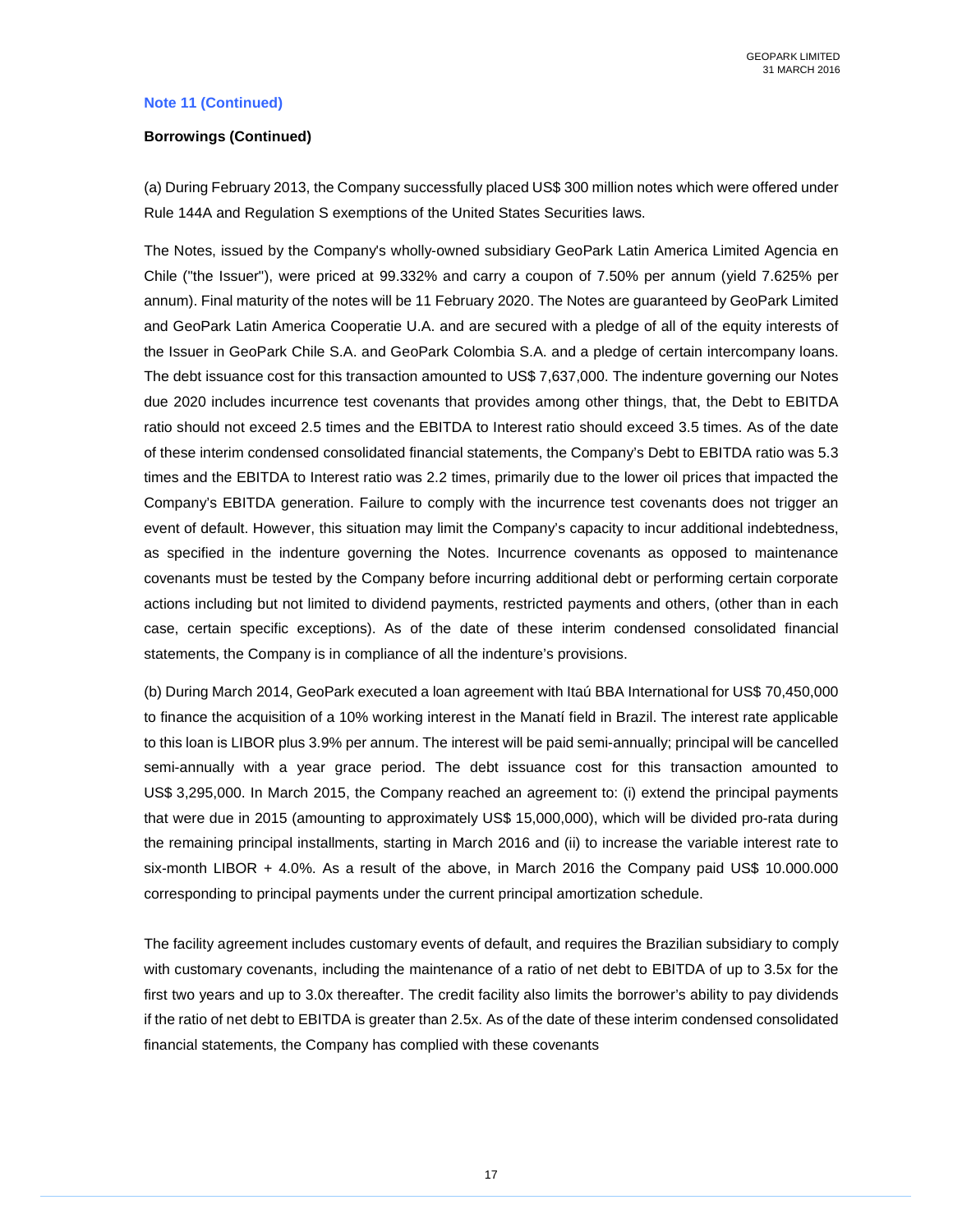**Note 11 (Continued)**

**Borrowings (Continued)**

(a) During February 2013, the Company successfully placed US$ 300 million notes which were offered under Rule 144A and Regulation S exemptions of the United States Securities laws.

The Notes, issued by the Company's wholly-owned subsidiary GeoPark Latin America Limited Agencia en Chile ("the Issuer"), were priced at 99.332% and carry a coupon of 7.50% per annum (yield 7.625% per annum). Final maturity of the notes will be 11 February 2020. The Notes are guaranteed by GeoPark Limited and GeoPark Latin America Cooperatie U.A. and are secured with a pledge of all of the equity interests of the Issuer in GeoPark Chile S.A. and GeoPark Colombia S.A. and a pledge of certain intercompany loans. The debt issuance cost for this transaction amounted to US$ 7,637,000. The indenture governing our Notes due 2020 includes incurrence test covenants that provides among other things, that, the Debt to EBITDA ratio should not exceed 2.5 times and the EBITDA to Interest ratio should exceed 3.5 times. As of the date of these interim condensed consolidated financial statements, the Company's Debt to EBITDA ratio was 5.3 times and the EBITDA to Interest ratio was 2.2 times, primarily due to the lower oil prices that impacted the Company's EBITDA generation. Failure to comply with the incurrence test covenants does not trigger an event of default. However, this situation may limit the Company's capacity to incur additional indebtedness, as specified in the indenture governing the Notes. Incurrence covenants as opposed to maintenance covenants must be tested by the Company before incurring additional debt or performing certain corporate actions including but not limited to dividend payments, restricted payments and others, (other than in each case, certain specific exceptions). As of the date of these interim condensed consolidated financial statements, the Company is in compliance of all the indenture's provisions.

(b) During March 2014, GeoPark executed a loan agreement with Itaú BBA International for US$ 70,450,000 to finance the acquisition of a 10% working interest in the Manatí field in Brazil. The interest rate applicable to this loan is LIBOR plus 3.9% per annum. The interest will be paid semi-annually; principal will be cancelled semi-annually with a year grace period. The debt issuance cost for this transaction amounted to US$ 3,295,000. In March 2015, the Company reached an agreement to: (i) extend the principal payments that were due in 2015 (amounting to approximately US$ 15,000,000), which will be divided pro-rata during the remaining principal installments, starting in March 2016 and (ii) to increase the variable interest rate to six-month LIBOR + 4.0%. As a result of the above, in March 2016 the Company paid US$ 10.000.000 corresponding to principal payments under the current principal amortization schedule.

The facility agreement includes customary events of default, and requires the Brazilian subsidiary to comply with customary covenants, including the maintenance of a ratio of net debt to EBITDA of up to 3.5x for the first two years and up to 3.0x thereafter. The credit facility also limits the borrower's ability to pay dividends if the ratio of net debt to EBITDA is greater than 2.5x. As of the date of these interim condensed consolidated financial statements, the Company has complied with these covenants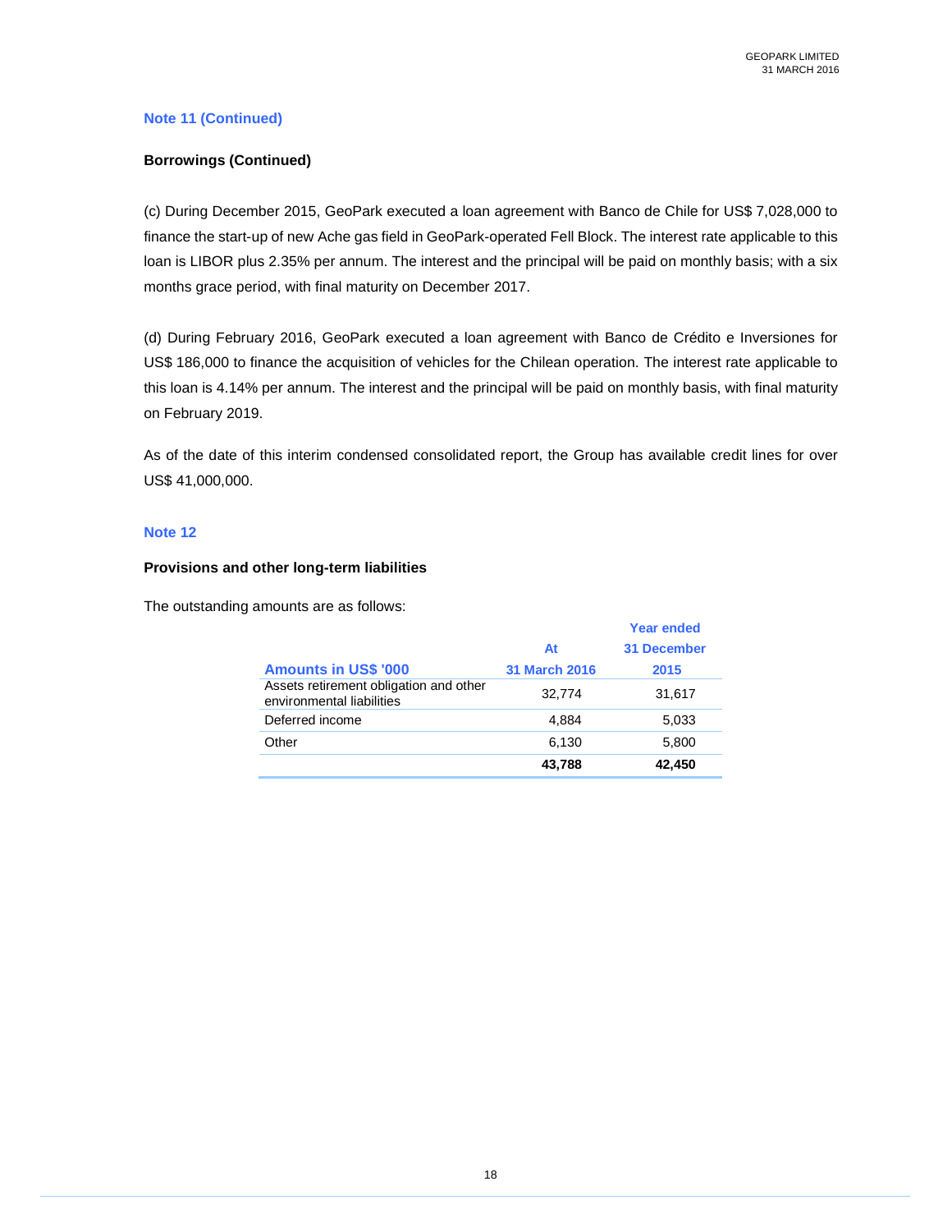### Note 11 (Continued)

**Borrowings (Continued)**

(c) During December 2015, GeoPark executed a loan agreement with Banco de Chile for US$ 7,028,000 to finance the start-up of new Ache gas field in GeoPark-operated Fell Block. The interest rate applicable to this loan is LIBOR plus 2.35% per annum. The interest and the principal will be paid on monthly basis; with a six months grace period, with final maturity on December 2017.

(d) During February 2016, GeoPark executed a loan agreement with Banco de Crédito e Inversiones for US$ 186,000 to finance the acquisition of vehicles for the Chilean operation. The interest rate applicable to this loan is 4.14% per annum. The interest and the principal will be paid on monthly basis, with final maturity on February 2019.

As of the date of this interim condensed consolidated report, the Group has available credit lines for over US$ 41,000,000.

### Note 12

**Provisions and other long-term liabilities**

The outstanding amounts are as follows:

| Amounts in US$ '000 | At 31 March 2016 | Year ended 31 December 2015 |
|---|---|---|
| Assets retirement obligation and other environmental liabilities | 32,774 | 31,617 |
| Deferred income | 4,884 | 5,033 |
| Other | 6,130 | 5,800 |
| | **43,788** | **42,450** |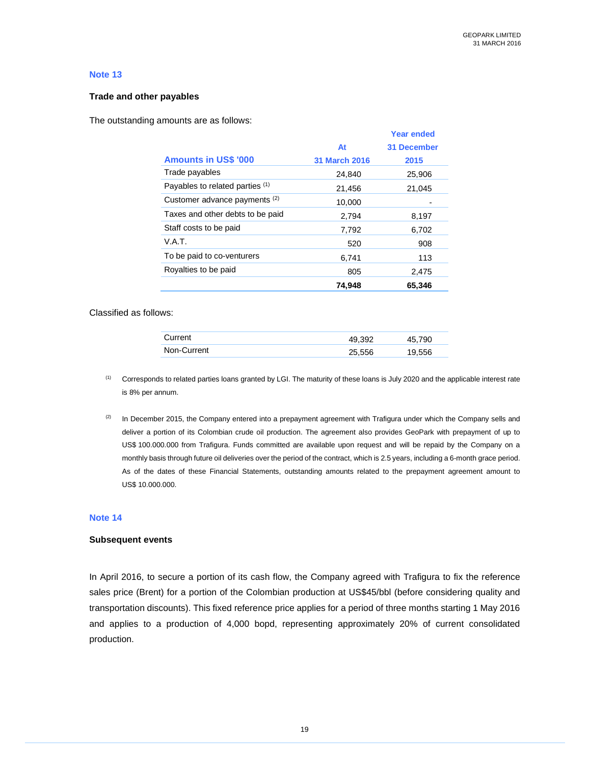## Note 13

### Trade and other payables

The outstanding amounts are as follows:

| Amounts in US$ '000 | At 31 March 2016 | Year ended 31 December 2015 |
|---|---|---|
| Trade payables | 24,840 | 25,906 |
| Payables to related parties [(1)] | 21,456 | 21,045 |
| Customer advance payments [(2)] | 10,000 | - |
| Taxes and other debts to be paid | 2,794 | 8,197 |
| Staff costs to be paid | 7,792 | 6,702 |
| V.A.T. | 520 | 908 |
| To be paid to co-venturers | 6,741 | 113 |
| Royalties to be paid | 805 | 2,475 |
| | **74,948** | **65,346** |

Classified as follows:

| | | |
|---|---|---|
| Current | 49,392 | 45,790 |
| Non-Current | 25,556 | 19,556 |

[(1)] Corresponds to related parties loans granted by LGI. The maturity of these loans is July 2020 and the applicable interest rate is 8% per annum.

[(2)] In December 2015, the Company entered into a prepayment agreement with Trafigura under which the Company sells and deliver a portion of its Colombian crude oil production. The agreement also provides GeoPark with prepayment of up to US$ 100.000.000 from Trafigura. Funds committed are available upon request and will be repaid by the Company on a monthly basis through future oil deliveries over the period of the contract, which is 2.5 years, including a 6-month grace period. As of the dates of these Financial Statements, outstanding amounts related to the prepayment agreement amount to US$ 10.000.000.

## Note 14

### Subsequent events

In April 2016, to secure a portion of its cash flow, the Company agreed with Trafigura to fix the reference sales price (Brent) for a portion of the Colombian production at US$45/bbl (before considering quality and transportation discounts). This fixed reference price applies for a period of three months starting 1 May 2016 and applies to a production of 4,000 bopd, representing approximately 20% of current consolidated production.